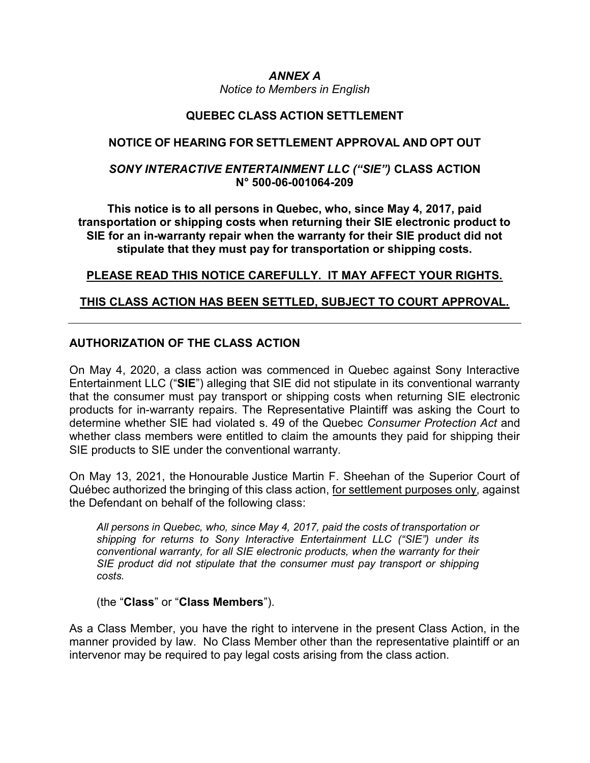***ANNEX A***

*Notice to Members in English*

## QUEBEC CLASS ACTION SETTLEMENT

## NOTICE OF HEARING FOR SETTLEMENT APPROVAL AND OPT OUT

## *SONY INTERACTIVE ENTERTAINMENT LLC ("SIE")* CLASS ACTION N° 500-06-001064-209

**This notice is to all persons in Quebec, who, since May 4, 2017, paid transportation or shipping costs when returning their SIE electronic product to SIE for an in-warranty repair when the warranty for their SIE product did not stipulate that they must pay for transportation or shipping costs.**

**PLEASE READ THIS NOTICE CAREFULLY. IT MAY AFFECT YOUR RIGHTS.**

**THIS CLASS ACTION HAS BEEN SETTLED, SUBJECT TO COURT APPROVAL.**

---

### AUTHORIZATION OF THE CLASS ACTION

On May 4, 2020, a class action was commenced in Quebec against Sony Interactive Entertainment LLC ("**SIE**") alleging that SIE did not stipulate in its conventional warranty that the consumer must pay transport or shipping costs when returning SIE electronic products for in-warranty repairs. The Representative Plaintiff was asking the Court to determine whether SIE had violated s. 49 of the Quebec *Consumer Protection Act* and whether class members were entitled to claim the amounts they paid for shipping their SIE products to SIE under the conventional warranty.

On May 13, 2021, the Honourable Justice Martin F. Sheehan of the Superior Court of Québec authorized the bringing of this class action, for settlement purposes only, against the Defendant on behalf of the following class:

> *All persons in Quebec, who, since May 4, 2017, paid the costs of transportation or shipping for returns to Sony Interactive Entertainment LLC ("SIE") under its conventional warranty, for all SIE electronic products, when the warranty for their SIE product did not stipulate that the consumer must pay transport or shipping costs.*
>
> (the "**Class**" or "**Class Members**").

As a Class Member, you have the right to intervene in the present Class Action, in the manner provided by law. No Class Member other than the representative plaintiff or an intervenor may be required to pay legal costs arising from the class action.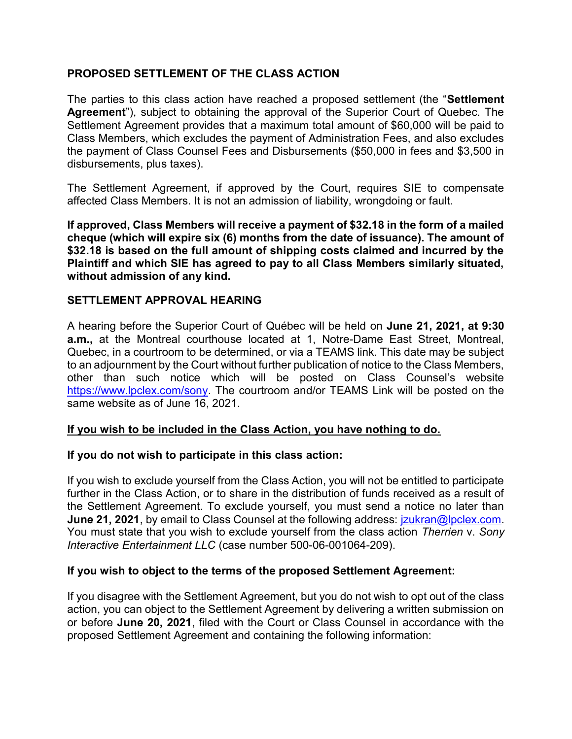**PROPOSED SETTLEMENT OF THE CLASS ACTION**

The parties to this class action have reached a proposed settlement (the "**Settlement Agreement**"), subject to obtaining the approval of the Superior Court of Quebec. The Settlement Agreement provides that a maximum total amount of $60,000 will be paid to Class Members, which excludes the payment of Administration Fees, and also excludes the payment of Class Counsel Fees and Disbursements ($50,000 in fees and $3,500 in disbursements, plus taxes).

The Settlement Agreement, if approved by the Court, requires SIE to compensate affected Class Members. It is not an admission of liability, wrongdoing or fault.

**If approved, Class Members will receive a payment of $32.18 in the form of a mailed cheque (which will expire six (6) months from the date of issuance). The amount of $32.18 is based on the full amount of shipping costs claimed and incurred by the Plaintiff and which SIE has agreed to pay to all Class Members similarly situated, without admission of any kind.**

**SETTLEMENT APPROVAL HEARING**

A hearing before the Superior Court of Québec will be held on **June 21, 2021, at 9:30 a.m.,** at the Montreal courthouse located at 1, Notre-Dame East Street, Montreal, Quebec, in a courtroom to be determined, or via a TEAMS link. This date may be subject to an adjournment by the Court without further publication of notice to the Class Members, other than such notice which will be posted on Class Counsel's website https://www.lpclex.com/sony. The courtroom and/or TEAMS Link will be posted on the same website as of June 16, 2021.

**If you wish to be included in the Class Action, you have nothing to do.**

**If you do not wish to participate in this class action:**

If you wish to exclude yourself from the Class Action, you will not be entitled to participate further in the Class Action, or to share in the distribution of funds received as a result of the Settlement Agreement. To exclude yourself, you must send a notice no later than **June 21, 2021**, by email to Class Counsel at the following address: jzukran@lpclex.com. You must state that you wish to exclude yourself from the class action *Therrien* v. *Sony Interactive Entertainment LLC* (case number 500-06-001064-209).

**If you wish to object to the terms of the proposed Settlement Agreement:**

If you disagree with the Settlement Agreement, but you do not wish to opt out of the class action, you can object to the Settlement Agreement by delivering a written submission on or before **June 20, 2021**, filed with the Court or Class Counsel in accordance with the proposed Settlement Agreement and containing the following information: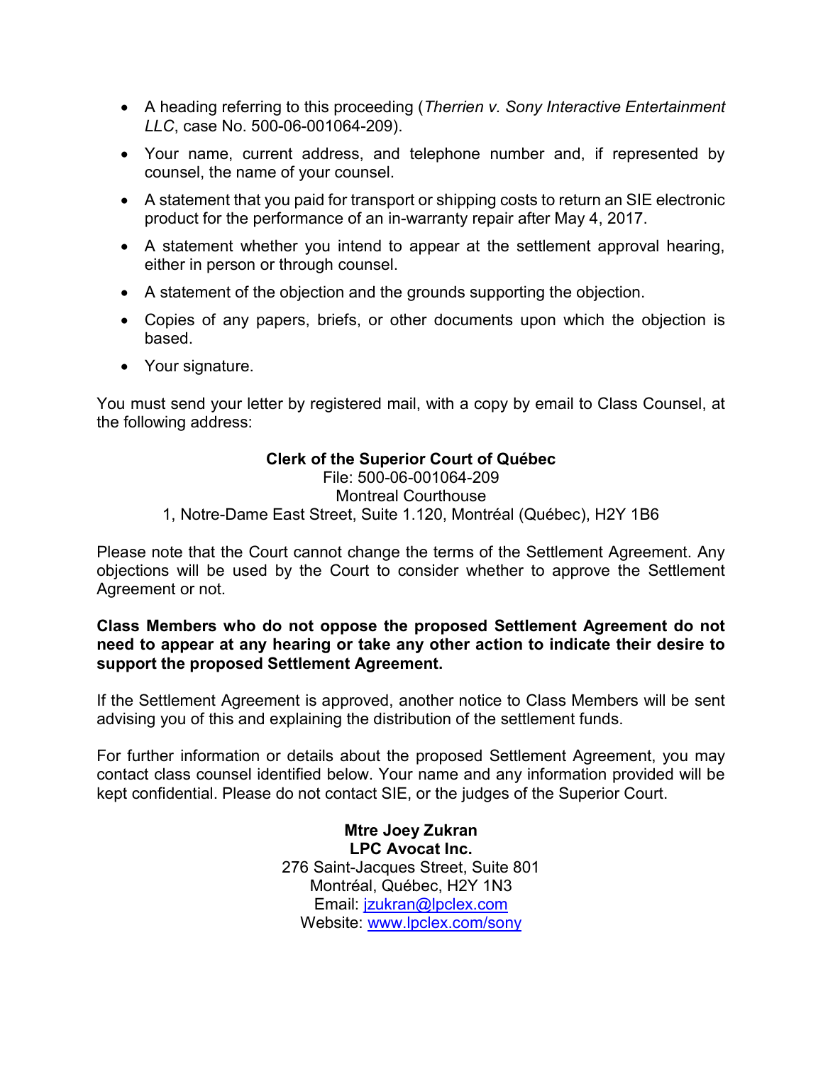- A heading referring to this proceeding (*Therrien v. Sony Interactive Entertainment LLC*, case No. 500-06-001064-209).
- Your name, current address, and telephone number and, if represented by counsel, the name of your counsel.
- A statement that you paid for transport or shipping costs to return an SIE electronic product for the performance of an in-warranty repair after May 4, 2017.
- A statement whether you intend to appear at the settlement approval hearing, either in person or through counsel.
- A statement of the objection and the grounds supporting the objection.
- Copies of any papers, briefs, or other documents upon which the objection is based.
- Your signature.

You must send your letter by registered mail, with a copy by email to Class Counsel, at the following address:

**Clerk of the Superior Court of Québec**
File: 500-06-001064-209
Montreal Courthouse
1, Notre-Dame East Street, Suite 1.120, Montréal (Québec), H2Y 1B6

Please note that the Court cannot change the terms of the Settlement Agreement. Any objections will be used by the Court to consider whether to approve the Settlement Agreement or not.

**Class Members who do not oppose the proposed Settlement Agreement do not need to appear at any hearing or take any other action to indicate their desire to support the proposed Settlement Agreement.**

If the Settlement Agreement is approved, another notice to Class Members will be sent advising you of this and explaining the distribution of the settlement funds.

For further information or details about the proposed Settlement Agreement, you may contact class counsel identified below. Your name and any information provided will be kept confidential. Please do not contact SIE, or the judges of the Superior Court.

**Mtre Joey Zukran**
**LPC Avocat Inc.**
276 Saint-Jacques Street, Suite 801
Montréal, Québec, H2Y 1N3
Email: jzukran@lpclex.com
Website: www.lpclex.com/sony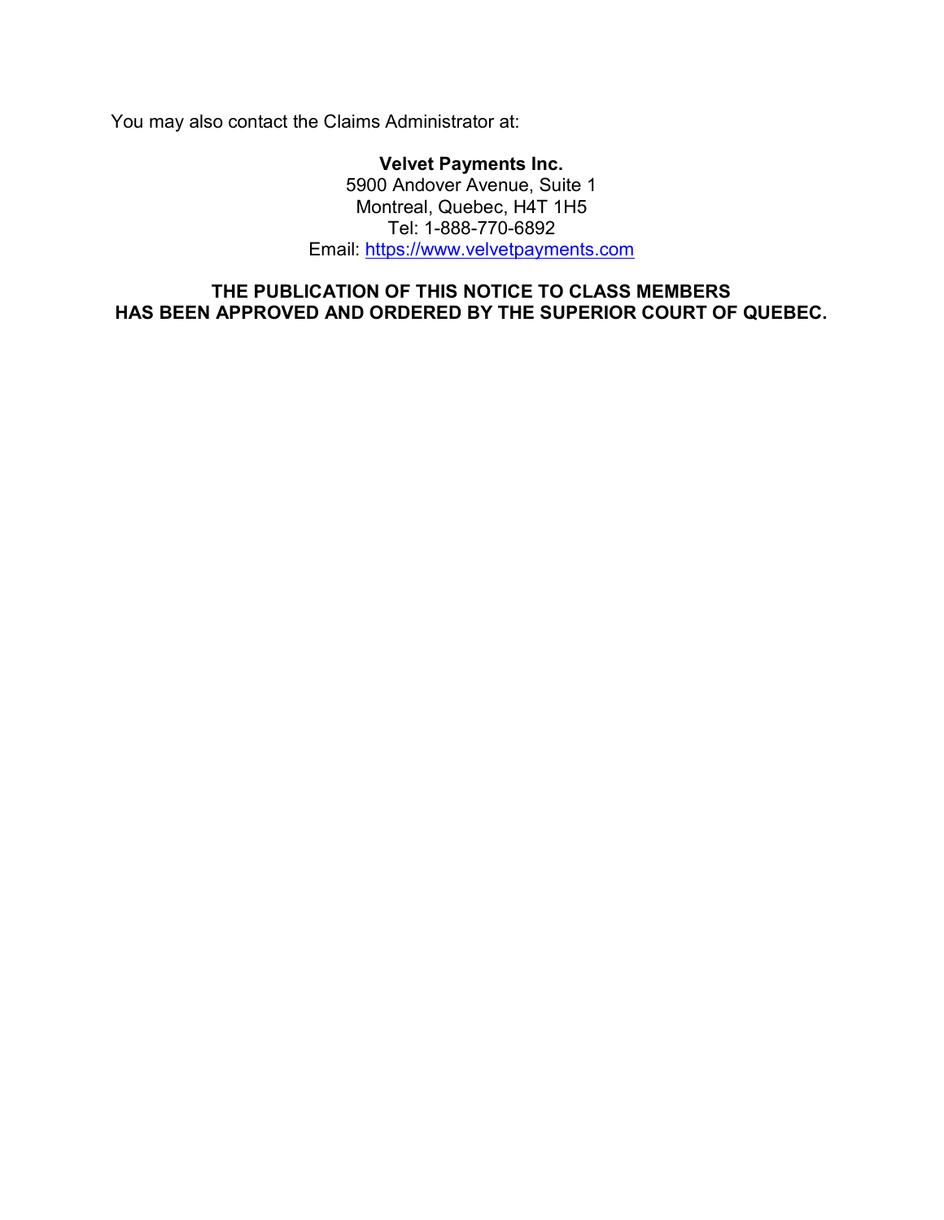You may also contact the Claims Administrator at:

**Velvet Payments Inc.**
5900 Andover Avenue, Suite 1
Montreal, Quebec, H4T 1H5
Tel: 1-888-770-6892
Email: https://www.velvetpayments.com

**THE PUBLICATION OF THIS NOTICE TO CLASS MEMBERS HAS BEEN APPROVED AND ORDERED BY THE SUPERIOR COURT OF QUEBEC.**